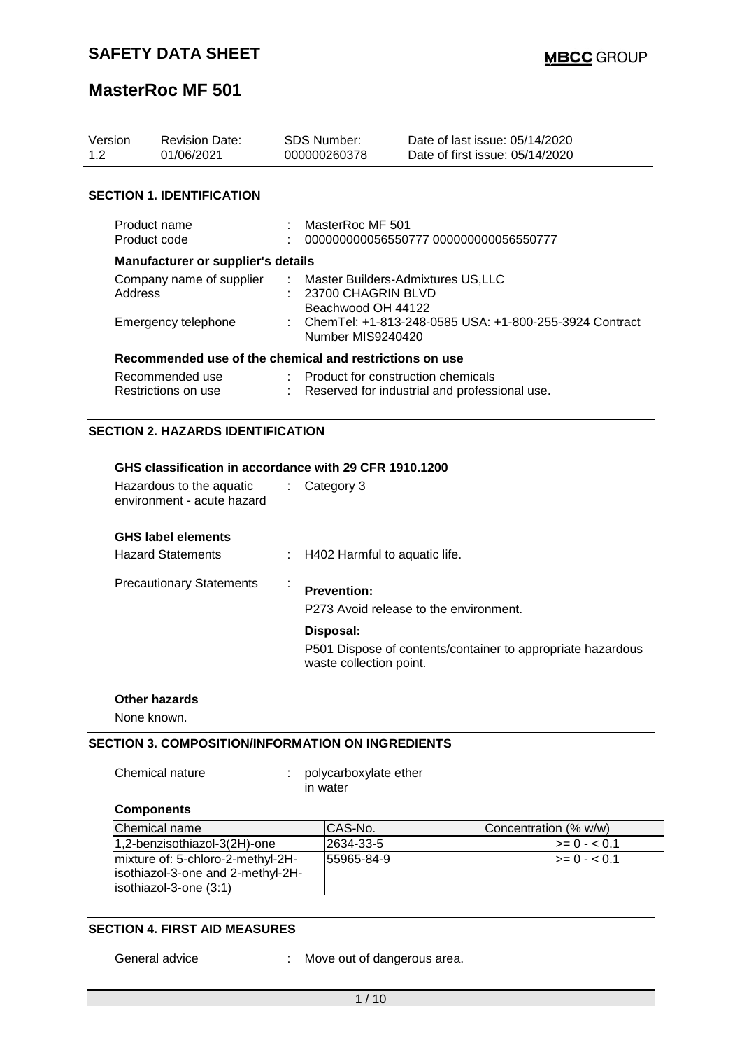# SAFETY DATA SHEET

MBCC GROUP

# MasterRoc MF 501

| Version | Revision Date: | SDS Number: | Date of last issue: 05/14/2020 |
|---|---|---|---|
| 1.2 | 01/06/2021 | 000000260378 | Date of first issue: 05/14/2020 |

## SECTION 1. IDENTIFICATION

Product name : MasterRoc MF 501

Product code : 000000000056550777 000000000056550777

### Manufacturer or supplier's details

Company name of supplier : Master Builders-Admixtures US,LLC

Address : 23700 CHAGRIN BLVD
Beachwood OH 44122

Emergency telephone : ChemTel: +1-813-248-0585 USA: +1-800-255-3924 Contract Number MIS9240420

### Recommended use of the chemical and restrictions on use

Recommended use : Product for construction chemicals

Restrictions on use : Reserved for industrial and professional use.

## SECTION 2. HAZARDS IDENTIFICATION

### GHS classification in accordance with 29 CFR 1910.1200

Hazardous to the aquatic environment - acute hazard : Category 3

### GHS label elements

Hazard Statements : H402 Harmful to aquatic life.

Precautionary Statements :

**Prevention:**

P273 Avoid release to the environment.

**Disposal:**

P501 Dispose of contents/container to appropriate hazardous waste collection point.

### Other hazards

None known.

## SECTION 3. COMPOSITION/INFORMATION ON INGREDIENTS

Chemical nature : polycarboxylate ether
in water

### Components

| Chemical name | CAS-No. | Concentration (% w/w) |
|---|---|---|
| 1,2-benzisothiazol-3(2H)-one | 2634-33-5 | >= 0 - < 0.1 |
| mixture of: 5-chloro-2-methyl-2H-isothiazol-3-one and 2-methyl-2H-isothiazol-3-one (3:1) | 55965-84-9 | >= 0 - < 0.1 |

## SECTION 4. FIRST AID MEASURES

General advice : Move out of dangerous area.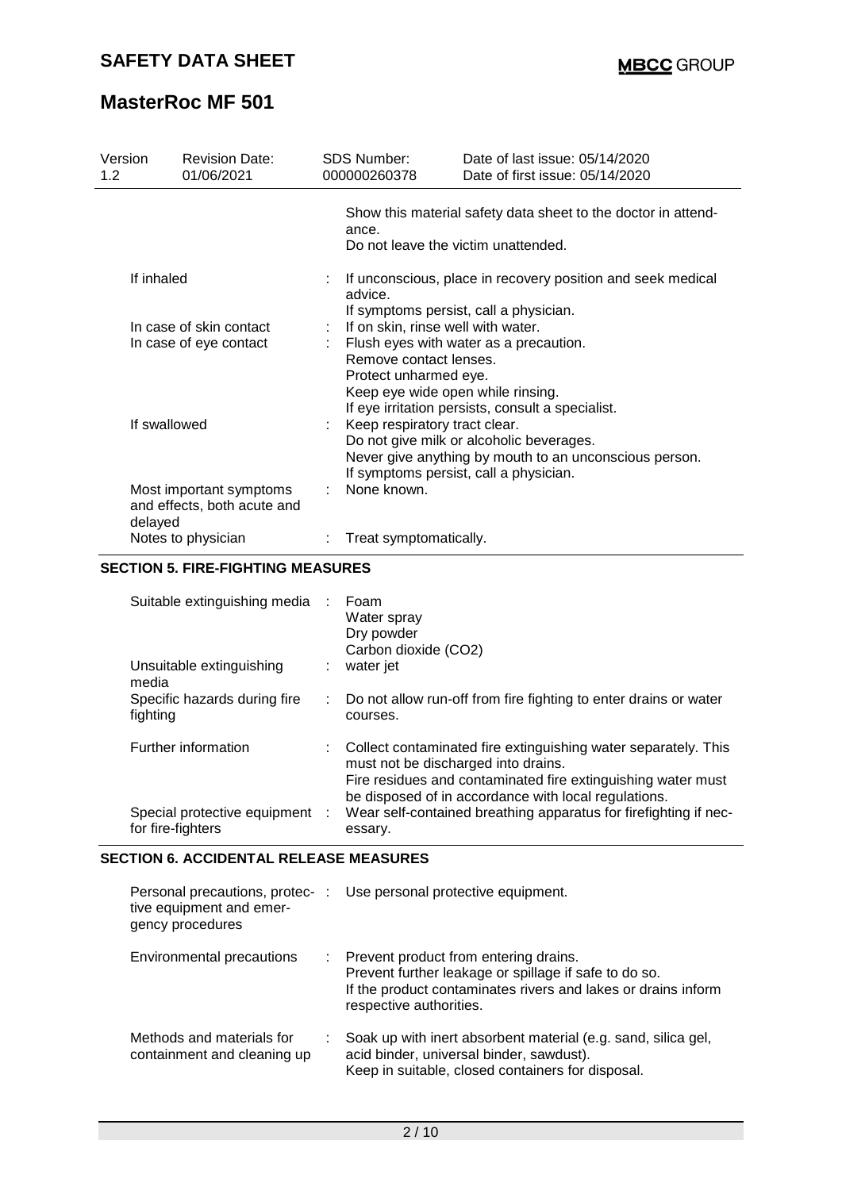| Version 1.2 | Revision Date: 01/06/2021 | SDS Number: 000000260378 | Date of last issue: 05/14/2020 Date of first issue: 05/14/2020 |
|---|---|---|---|

| | |
|---|---|
| | Show this material safety data sheet to the doctor in attendance. Do not leave the victim unattended. |
| If inhaled | : If unconscious, place in recovery position and seek medical advice. If symptoms persist, call a physician. |
| In case of skin contact | : If on skin, rinse well with water. |
| In case of eye contact | : Flush eyes with water as a precaution. Remove contact lenses. Protect unharmed eye. Keep eye wide open while rinsing. If eye irritation persists, consult a specialist. |
| If swallowed | : Keep respiratory tract clear. Do not give milk or alcoholic beverages. Never give anything by mouth to an unconscious person. If symptoms persist, call a physician. |
| Most important symptoms and effects, both acute and delayed | : None known. |
| Notes to physician | : Treat symptomatically. |

## SECTION 5. FIRE-FIGHTING MEASURES

| | |
|---|---|
| Suitable extinguishing media | : Foam<br>Water spray<br>Dry powder<br>Carbon dioxide ($CO_2$) |
| Unsuitable extinguishing media | : water jet |
| Specific hazards during fire fighting | : Do not allow run-off from fire fighting to enter drains or water courses. |
| Further information | : Collect contaminated fire extinguishing water separately. This must not be discharged into drains. Fire residues and contaminated fire extinguishing water must be disposed of in accordance with local regulations. |
| Special protective equipment for fire-fighters | : Wear self-contained breathing apparatus for firefighting if necessary. |

## SECTION 6. ACCIDENTAL RELEASE MEASURES

| | |
|---|---|
| Personal precautions, protective equipment and emergency procedures | : Use personal protective equipment. |
| Environmental precautions | : Prevent product from entering drains. Prevent further leakage or spillage if safe to do so. If the product contaminates rivers and lakes or drains inform respective authorities. |
| Methods and materials for containment and cleaning up | : Soak up with inert absorbent material (e.g. sand, silica gel, acid binder, universal binder, sawdust). Keep in suitable, closed containers for disposal. |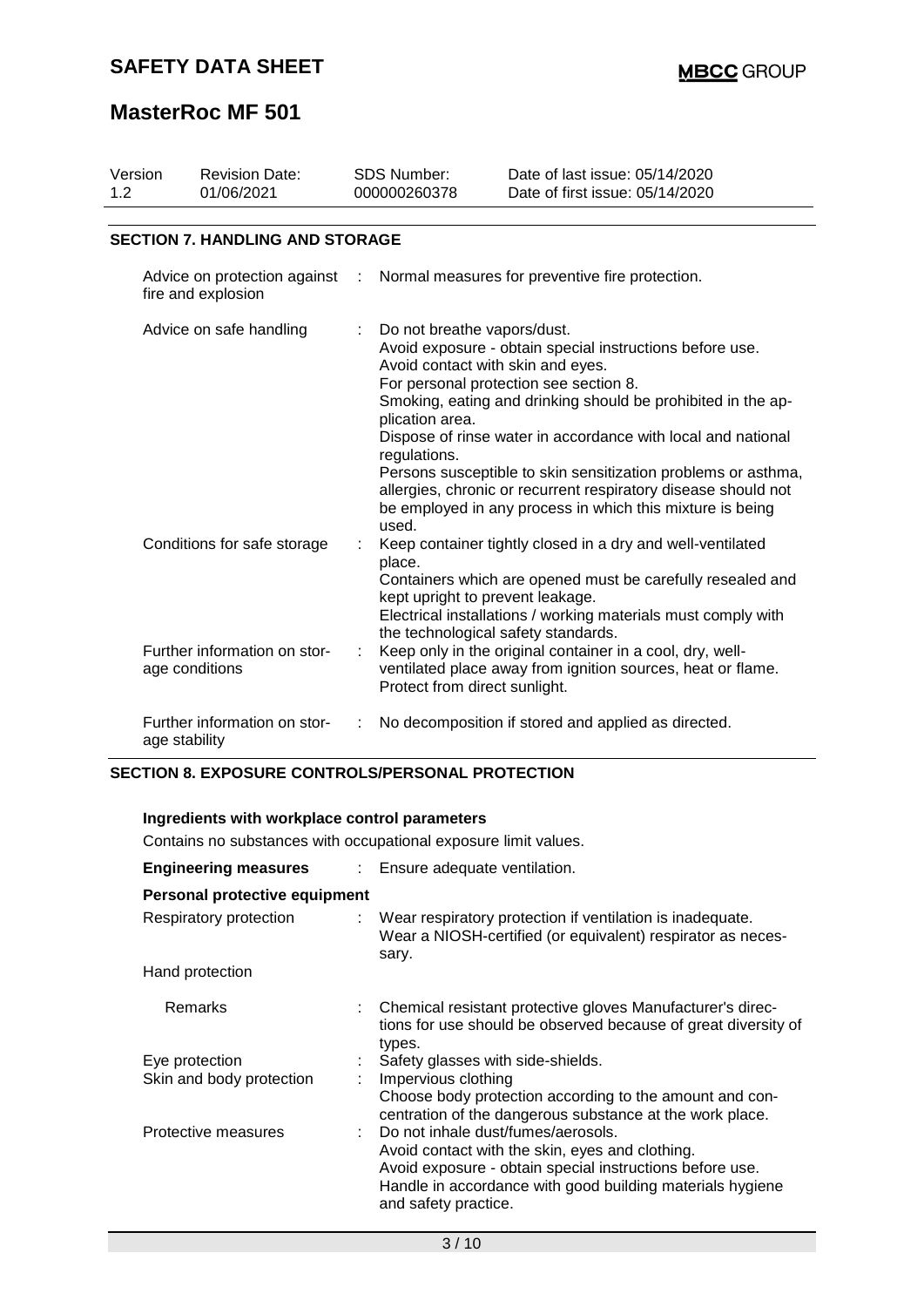## SECTION 7. HANDLING AND STORAGE

| | | |
|---|---|---|
| Advice on protection against fire and explosion | : | Normal measures for preventive fire protection. |
| Advice on safe handling | : | Do not breathe vapors/dust.<br>Avoid exposure - obtain special instructions before use.<br>Avoid contact with skin and eyes.<br>For personal protection see section 8.<br>Smoking, eating and drinking should be prohibited in the application area.<br>Dispose of rinse water in accordance with local and national regulations.<br>Persons susceptible to skin sensitization problems or asthma, allergies, chronic or recurrent respiratory disease should not be employed in any process in which this mixture is being used. |
| Conditions for safe storage | : | Keep container tightly closed in a dry and well-ventilated place.<br>Containers which are opened must be carefully resealed and kept upright to prevent leakage.<br>Electrical installations / working materials must comply with the technological safety standards. |
| Further information on storage conditions | : | Keep only in the original container in a cool, dry, well-ventilated place away from ignition sources, heat or flame.<br>Protect from direct sunlight. |
| Further information on storage stability | : | No decomposition if stored and applied as directed. |

## SECTION 8. EXPOSURE CONTROLS/PERSONAL PROTECTION

### Ingredients with workplace control parameters

Contains no substances with occupational exposure limit values.

| | | |
|---|---|---|
| **Engineering measures** | : | Ensure adequate ventilation. |

### Personal protective equipment

| | | |
|---|---|---|
| Respiratory protection | : | Wear respiratory protection if ventilation is inadequate.<br>Wear a NIOSH-certified (or equivalent) respirator as necessary. |
| Hand protection | | |
| Remarks | : | Chemical resistant protective gloves Manufacturer's directions for use should be observed because of great diversity of types. |
| Eye protection | : | Safety glasses with side-shields. |
| Skin and body protection | : | Impervious clothing<br>Choose body protection according to the amount and concentration of the dangerous substance at the work place. |
| Protective measures | : | Do not inhale dust/fumes/aerosols.<br>Avoid contact with the skin, eyes and clothing.<br>Avoid exposure - obtain special instructions before use.<br>Handle in accordance with good building materials hygiene and safety practice. |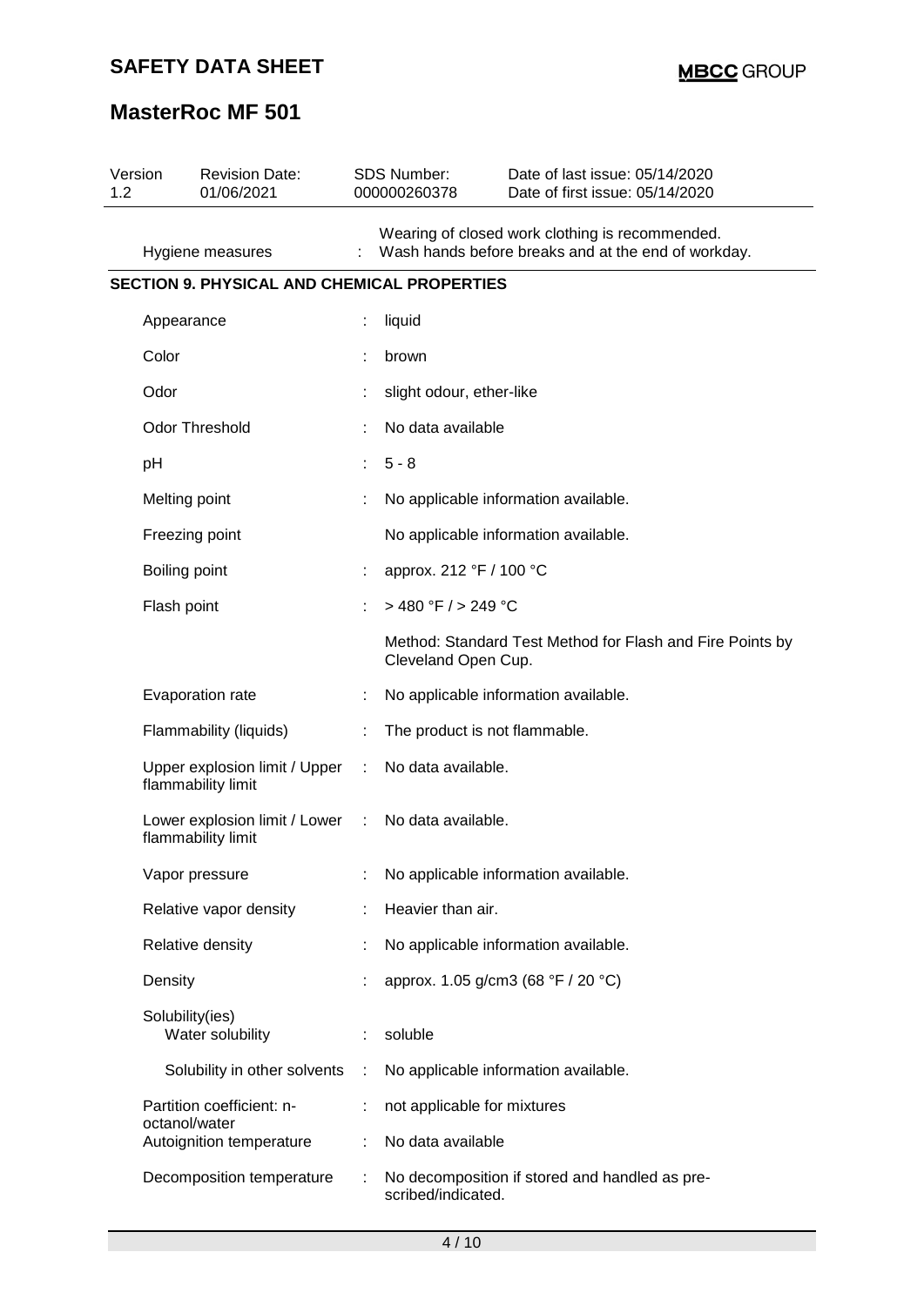# SAFETY DATA SHEET

# MasterRoc MF 501

| Version | Revision Date: | SDS Number: | Date of last issue: 05/14/2020 |
|---|---|---|---|
| 1.2 | 01/06/2021 | 000000260378 | Date of first issue: 05/14/2020 |

Hygiene measures : Wearing of closed work clothing is recommended. Wash hands before breaks and at the end of workday.

## SECTION 9. PHYSICAL AND CHEMICAL PROPERTIES

| Property | Value |
|---|---|
| Appearance | liquid |
| Color | brown |
| Odor | slight odour, ether-like |
| Odor Threshold | No data available |
| pH | 5 - 8 |
| Melting point | No applicable information available. |
| Freezing point | No applicable information available. |
| Boiling point | approx. 212 °F / 100 °C |
| Flash point | > 480 °F / > 249 °C<br>Method: Standard Test Method for Flash and Fire Points by Cleveland Open Cup. |
| Evaporation rate | No applicable information available. |
| Flammability (liquids) | The product is not flammable. |
| Upper explosion limit / Upper flammability limit | No data available. |
| Lower explosion limit / Lower flammability limit | No data available. |
| Vapor pressure | No applicable information available. |
| Relative vapor density | Heavier than air. |
| Relative density | No applicable information available. |
| Density | approx. 1.05 g/cm3 (68 °F / 20 °C) |
| Solubility(ies) | |
| Water solubility | soluble |
| Solubility in other solvents | No applicable information available. |
| Partition coefficient: n-octanol/water | not applicable for mixtures |
| Autoignition temperature | No data available |
| Decomposition temperature | No decomposition if stored and handled as pre-scribed/indicated. |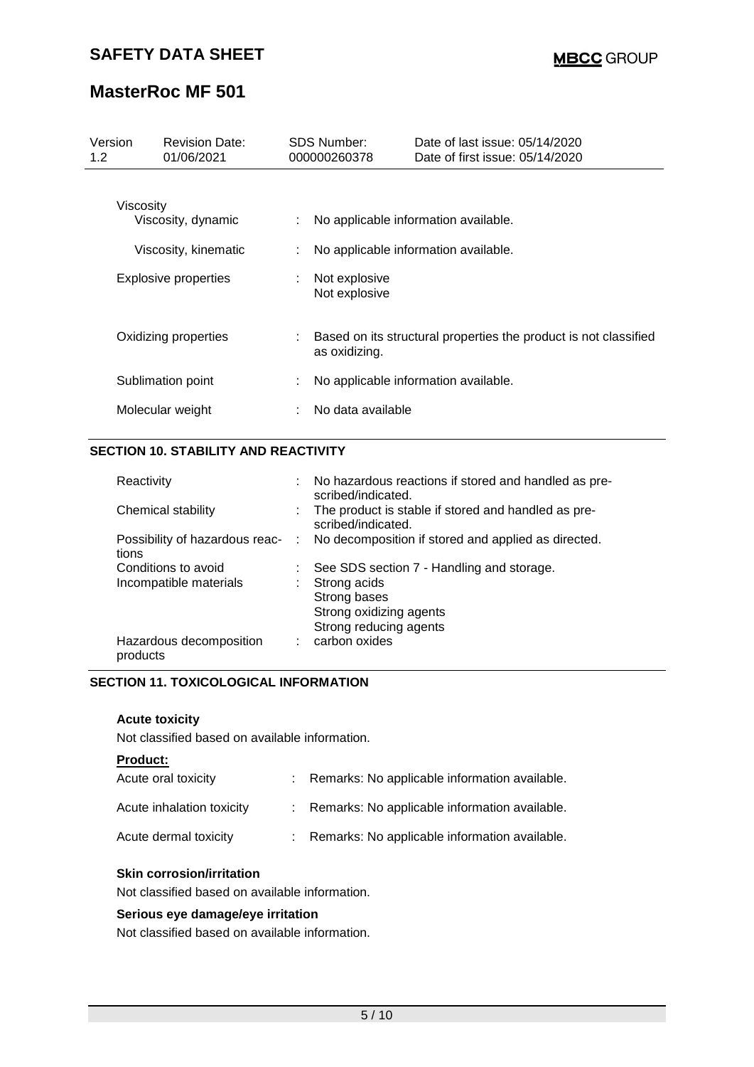| Property | | Value |
| --- | --- | --- |
| Viscosity | | |
| Viscosity, dynamic | : | No applicable information available. |
| Viscosity, kinematic | : | No applicable information available. |
| Explosive properties | : | Not explosive<br>Not explosive |
| Oxidizing properties | : | Based on its structural properties the product is not classified as oxidizing. |
| Sublimation point | : | No applicable information available. |
| Molecular weight | : | No data available |

## SECTION 10. STABILITY AND REACTIVITY

| Property | | Value |
| --- | --- | --- |
| Reactivity | : | No hazardous reactions if stored and handled as prescribed/indicated. |
| Chemical stability | : | The product is stable if stored and handled as prescribed/indicated. |
| Possibility of hazardous reactions | : | No decomposition if stored and applied as directed. |
| Conditions to avoid | : | See SDS section 7 - Handling and storage. |
| Incompatible materials | : | Strong acids<br>Strong bases<br>Strong oxidizing agents<br>Strong reducing agents |
| Hazardous decomposition products | : | carbon oxides |

## SECTION 11. TOXICOLOGICAL INFORMATION

**Acute toxicity**

Not classified based on available information.

**Product:**

| Property | | Value |
| --- | --- | --- |
| Acute oral toxicity | : | Remarks: No applicable information available. |
| Acute inhalation toxicity | : | Remarks: No applicable information available. |
| Acute dermal toxicity | : | Remarks: No applicable information available. |

**Skin corrosion/irritation**

Not classified based on available information.

**Serious eye damage/eye irritation**

Not classified based on available information.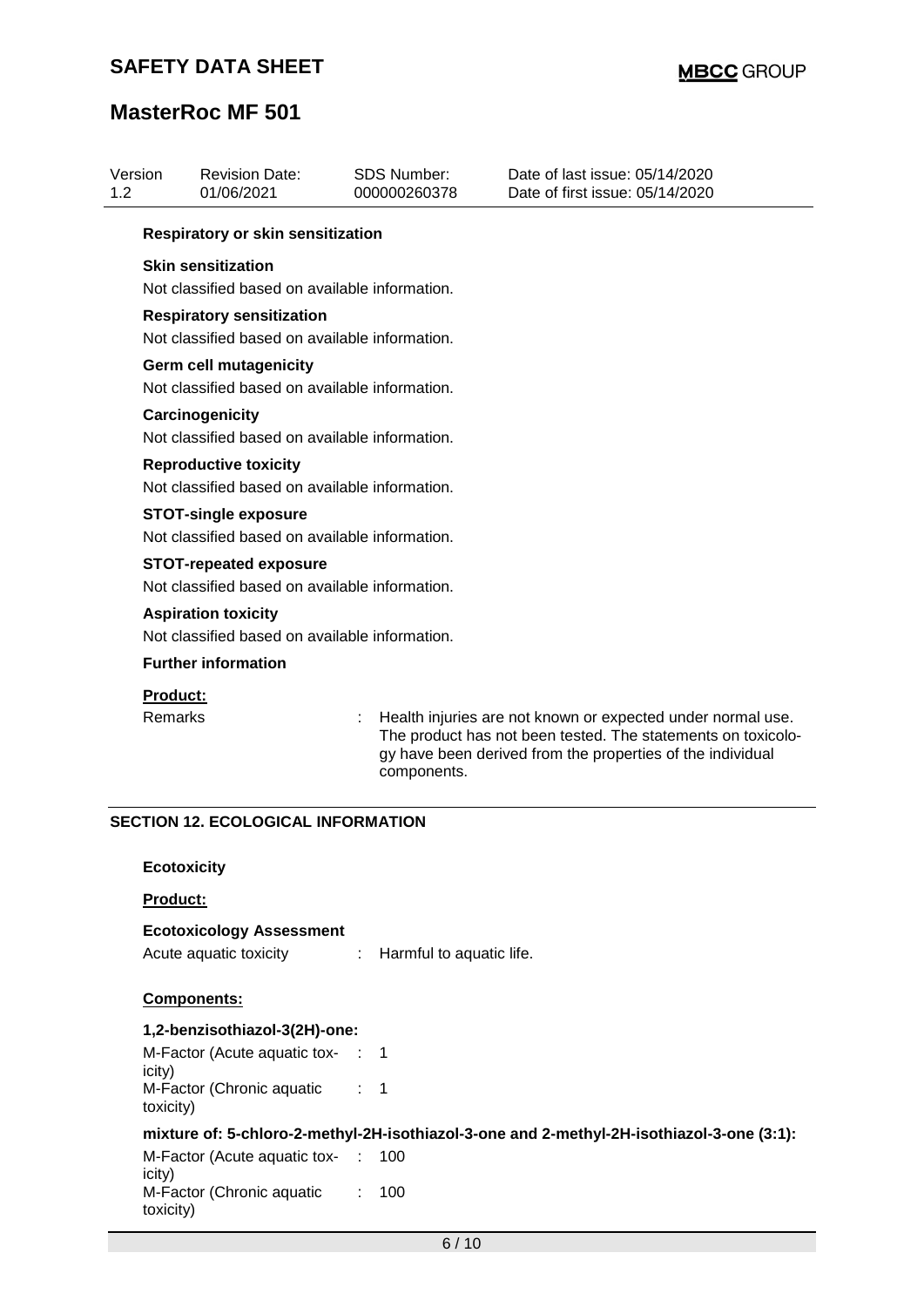| Version | Revision Date: | SDS Number: | Date of last issue: 05/14/2020 |
|---|---|---|---|
| 1.2 | 01/06/2021 | 000000260378 | Date of first issue: 05/14/2020 |

**Respiratory or skin sensitization**

**Skin sensitization**

Not classified based on available information.

**Respiratory sensitization**

Not classified based on available information.

**Germ cell mutagenicity**

Not classified based on available information.

**Carcinogenicity**

Not classified based on available information.

**Reproductive toxicity**

Not classified based on available information.

**STOT-single exposure**

Not classified based on available information.

**STOT-repeated exposure**

Not classified based on available information.

**Aspiration toxicity**

Not classified based on available information.

**Further information**

**Product:**

Remarks : Health injuries are not known or expected under normal use. The product has not been tested. The statements on toxicology have been derived from the properties of the individual components.

## SECTION 12. ECOLOGICAL INFORMATION

**Ecotoxicity**

**Product:**

**Ecotoxicology Assessment**

Acute aquatic toxicity : Harmful to aquatic life.

**Components:**

**1,2-benzisothiazol-3(2H)-one:**

M-Factor (Acute aquatic toxicity) : 1

M-Factor (Chronic aquatic toxicity) : 1

**mixture of: 5-chloro-2-methyl-2H-isothiazol-3-one and 2-methyl-2H-isothiazol-3-one (3:1):**

M-Factor (Acute aquatic toxicity) : 100

M-Factor (Chronic aquatic toxicity) : 100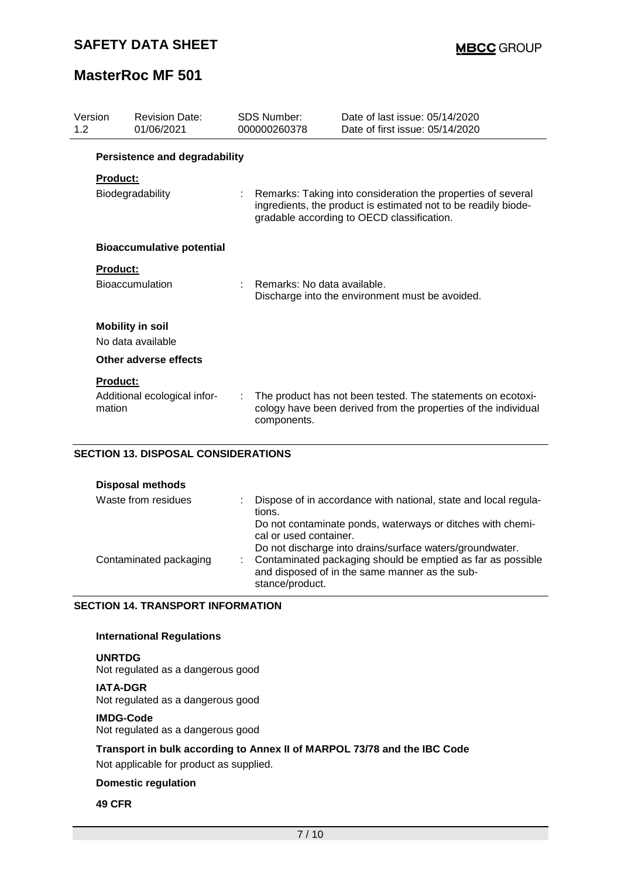| Version | Revision Date: | SDS Number: | Date of last issue: 05/14/2020 |
|---|---|---|---|
| 1.2 | 01/06/2021 | 000000260378 | Date of first issue: 05/14/2020 |

### Persistence and degradability

**Product:**

Biodegradability : Remarks: Taking into consideration the properties of several ingredients, the product is estimated not to be readily biodegradable according to OECD classification.

### Bioaccumulative potential

**Product:**

Bioaccumulation : Remarks: No data available.
Discharge into the environment must be avoided.

### Mobility in soil

No data available

### Other adverse effects

**Product:**

Additional ecological information : The product has not been tested. The statements on ecotoxicology have been derived from the properties of the individual components.

## SECTION 13. DISPOSAL CONSIDERATIONS

### Disposal methods

Waste from residues : Dispose of in accordance with national, state and local regulations.
Do not contaminate ponds, waterways or ditches with chemical or used container.
Do not discharge into drains/surface waters/groundwater.

Contaminated packaging : Contaminated packaging should be emptied as far as possible and disposed of in the same manner as the substance/product.

## SECTION 14. TRANSPORT INFORMATION

### International Regulations

**UNRTDG**
Not regulated as a dangerous good

**IATA-DGR**
Not regulated as a dangerous good

**IMDG-Code**
Not regulated as a dangerous good

**Transport in bulk according to Annex II of MARPOL 73/78 and the IBC Code**
Not applicable for product as supplied.

**Domestic regulation**

**49 CFR**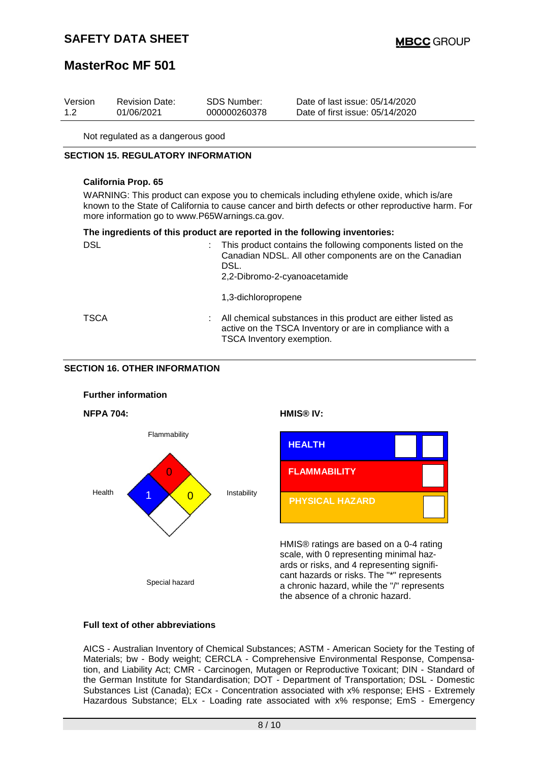Not regulated as a dangerous good

## SECTION 15. REGULATORY INFORMATION

**California Prop. 65**

WARNING: This product can expose you to chemicals including ethylene oxide, which is/are known to the State of California to cause cancer and birth defects or other reproductive harm. For more information go to www.P65Warnings.ca.gov.

**The ingredients of this product are reported in the following inventories:**

| | | |
|---|---|---|
| DSL | : | This product contains the following components listed on the Canadian NDSL. All other components are on the Canadian DSL.<br>2,2-Dibromo-2-cyanoacetamide<br><br>1,3-dichloropropene |
| TSCA | : | All chemical substances in this product are either listed as active on the TSCA Inventory or are in compliance with a TSCA Inventory exemption. |

## SECTION 16. OTHER INFORMATION

**Further information**

**NFPA 704:**

Flammability: 0

Health: 1

Instability: 0

Special hazard:

**HMIS® IV:**

| | |
|---|---|
| HEALTH | |
| FLAMMABILITY | |
| PHYSICAL HAZARD | |

HMIS® ratings are based on a 0-4 rating scale, with 0 representing minimal hazards or risks, and 4 representing significant hazards or risks. The "*" represents a chronic hazard, while the "/" represents the absence of a chronic hazard.

**Full text of other abbreviations**

AICS - Australian Inventory of Chemical Substances; ASTM - American Society for the Testing of Materials; bw - Body weight; CERCLA - Comprehensive Environmental Response, Compensation, and Liability Act; CMR - Carcinogen, Mutagen or Reproductive Toxicant; DIN - Standard of the German Institute for Standardisation; DOT - Department of Transportation; DSL - Domestic Substances List (Canada); ECx - Concentration associated with x% response; EHS - Extremely Hazardous Substance; ELx - Loading rate associated with x% response; EmS - Emergency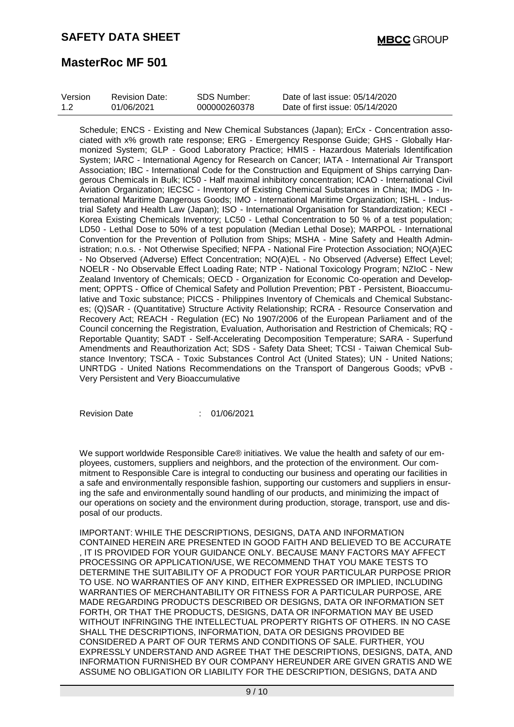Schedule; ENCS - Existing and New Chemical Substances (Japan); ErCx - Concentration associated with x% growth rate response; ERG - Emergency Response Guide; GHS - Globally Harmonized System; GLP - Good Laboratory Practice; HMIS - Hazardous Materials Identification System; IARC - International Agency for Research on Cancer; IATA - International Air Transport Association; IBC - International Code for the Construction and Equipment of Ships carrying Dangerous Chemicals in Bulk; IC50 - Half maximal inhibitory concentration; ICAO - International Civil Aviation Organization; IECSC - Inventory of Existing Chemical Substances in China; IMDG - International Maritime Dangerous Goods; IMO - International Maritime Organization; ISHL - Industrial Safety and Health Law (Japan); ISO - International Organisation for Standardization; KECI - Korea Existing Chemicals Inventory; LC50 - Lethal Concentration to 50 % of a test population; LD50 - Lethal Dose to 50% of a test population (Median Lethal Dose); MARPOL - International Convention for the Prevention of Pollution from Ships; MSHA - Mine Safety and Health Administration; n.o.s. - Not Otherwise Specified; NFPA - National Fire Protection Association; NO(A)EC - No Observed (Adverse) Effect Concentration; NO(A)EL - No Observed (Adverse) Effect Level; NOELR - No Observable Effect Loading Rate; NTP - National Toxicology Program; NZIoC - New Zealand Inventory of Chemicals; OECD - Organization for Economic Co-operation and Development; OPPTS - Office of Chemical Safety and Pollution Prevention; PBT - Persistent, Bioaccumulative and Toxic substance; PICCS - Philippines Inventory of Chemicals and Chemical Substances; (Q)SAR - (Quantitative) Structure Activity Relationship; RCRA - Resource Conservation and Recovery Act; REACH - Regulation (EC) No 1907/2006 of the European Parliament and of the Council concerning the Registration, Evaluation, Authorisation and Restriction of Chemicals; RQ - Reportable Quantity; SADT - Self-Accelerating Decomposition Temperature; SARA - Superfund Amendments and Reauthorization Act; SDS - Safety Data Sheet; TCSI - Taiwan Chemical Substance Inventory; TSCA - Toxic Substances Control Act (United States); UN - United Nations; UNRTDG - United Nations Recommendations on the Transport of Dangerous Goods; vPvB - Very Persistent and Very Bioaccumulative

Revision Date : 01/06/2021

We support worldwide Responsible Care® initiatives. We value the health and safety of our employees, customers, suppliers and neighbors, and the protection of the environment. Our commitment to Responsible Care is integral to conducting our business and operating our facilities in a safe and environmentally responsible fashion, supporting our customers and suppliers in ensuring the safe and environmentally sound handling of our products, and minimizing the impact of our operations on society and the environment during production, storage, transport, use and disposal of our products.

IMPORTANT: WHILE THE DESCRIPTIONS, DESIGNS, DATA AND INFORMATION CONTAINED HEREIN ARE PRESENTED IN GOOD FAITH AND BELIEVED TO BE ACCURATE , IT IS PROVIDED FOR YOUR GUIDANCE ONLY. BECAUSE MANY FACTORS MAY AFFECT PROCESSING OR APPLICATION/USE, WE RECOMMEND THAT YOU MAKE TESTS TO DETERMINE THE SUITABILITY OF A PRODUCT FOR YOUR PARTICULAR PURPOSE PRIOR TO USE. NO WARRANTIES OF ANY KIND, EITHER EXPRESSED OR IMPLIED, INCLUDING WARRANTIES OF MERCHANTABILITY OR FITNESS FOR A PARTICULAR PURPOSE, ARE MADE REGARDING PRODUCTS DESCRIBED OR DESIGNS, DATA OR INFORMATION SET FORTH, OR THAT THE PRODUCTS, DESIGNS, DATA OR INFORMATION MAY BE USED WITHOUT INFRINGING THE INTELLECTUAL PROPERTY RIGHTS OF OTHERS. IN NO CASE SHALL THE DESCRIPTIONS, INFORMATION, DATA OR DESIGNS PROVIDED BE CONSIDERED A PART OF OUR TERMS AND CONDITIONS OF SALE. FURTHER, YOU EXPRESSLY UNDERSTAND AND AGREE THAT THE DESCRIPTIONS, DESIGNS, DATA, AND INFORMATION FURNISHED BY OUR COMPANY HEREUNDER ARE GIVEN GRATIS AND WE ASSUME NO OBLIGATION OR LIABILITY FOR THE DESCRIPTION, DESIGNS, DATA AND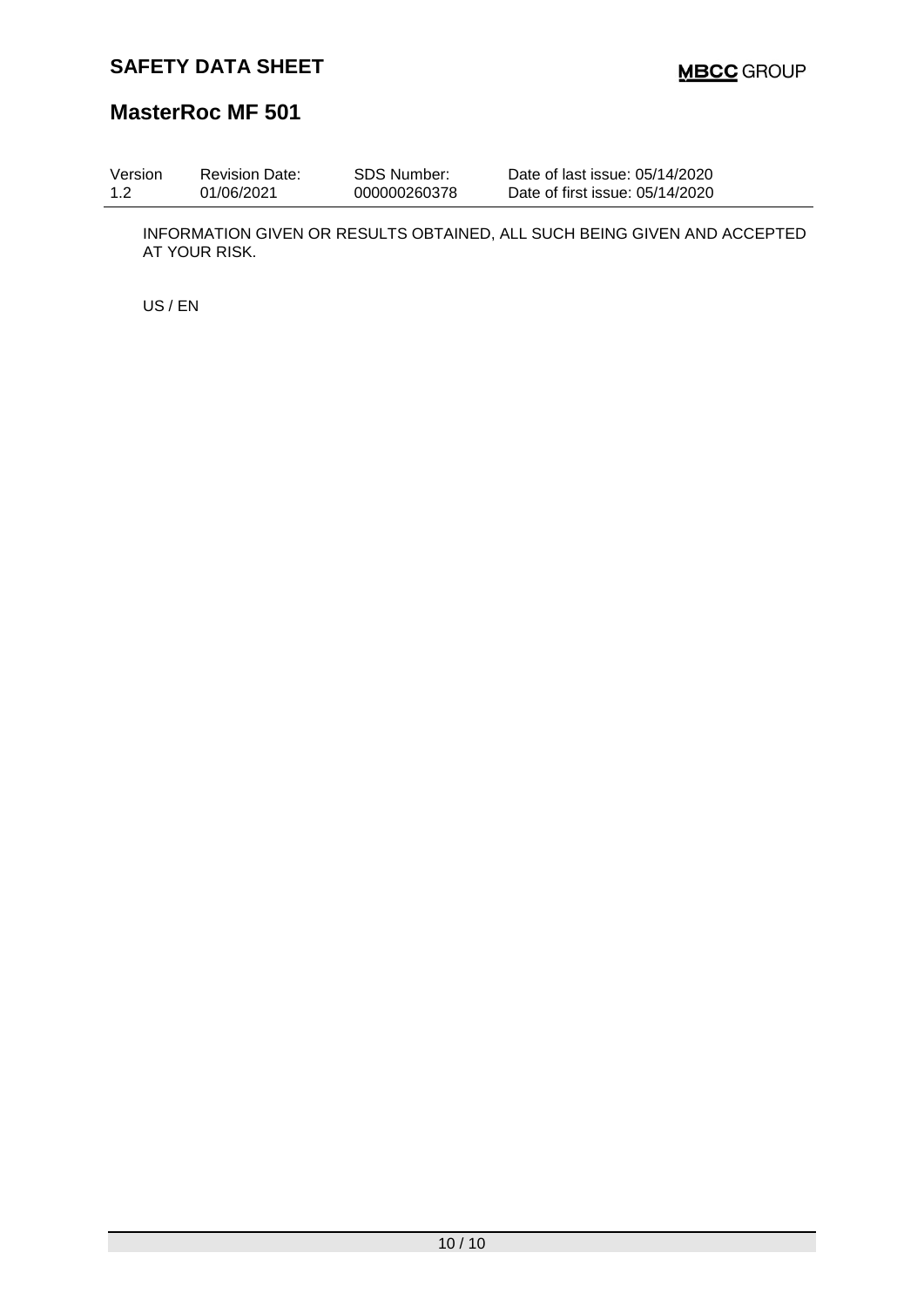INFORMATION GIVEN OR RESULTS OBTAINED, ALL SUCH BEING GIVEN AND ACCEPTED AT YOUR RISK.

US / EN